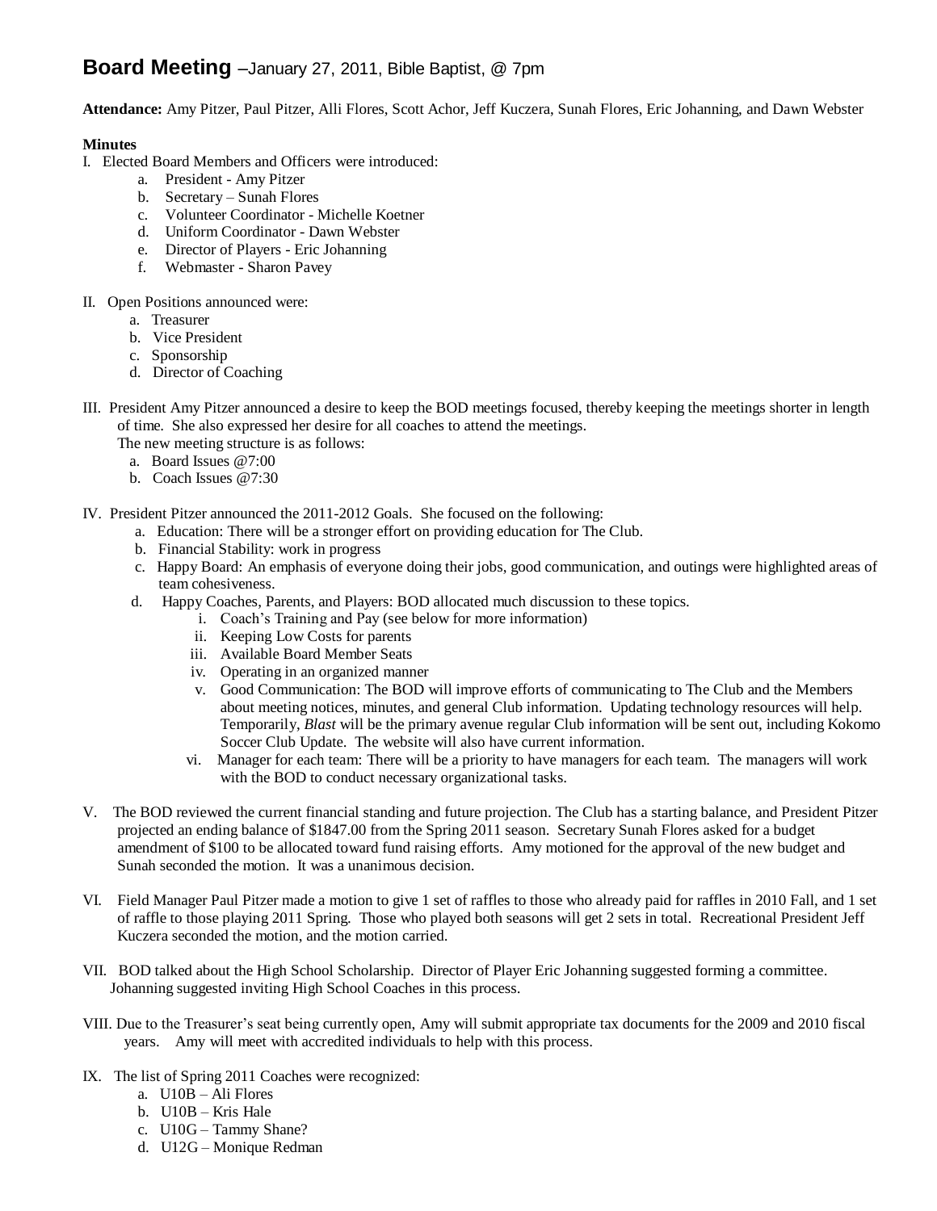# **Board Meeting** –January 27, 2011, Bible Baptist, @ 7pm

**Attendance:** Amy Pitzer, Paul Pitzer, Alli Flores, Scott Achor, Jeff Kuczera, Sunah Flores, Eric Johanning, and Dawn Webster

**Minutes**

I. Elected Board Members and Officers were introduced:
   a. President - Amy Pitzer
   b. Secretary – Sunah Flores
   c. Volunteer Coordinator - Michelle Koetner
   d. Uniform Coordinator - Dawn Webster
   e. Director of Players - Eric Johanning
   f. Webmaster - Sharon Pavey

II. Open Positions announced were:
   a. Treasurer
   b. Vice President
   c. Sponsorship
   d. Director of Coaching

III. President Amy Pitzer announced a desire to keep the BOD meetings focused, thereby keeping the meetings shorter in length of time. She also expressed her desire for all coaches to attend the meetings.
   The new meeting structure is as follows:
   a. Board Issues @7:00
   b. Coach Issues @7:30

IV. President Pitzer announced the 2011-2012 Goals. She focused on the following:
   a. Education: There will be a stronger effort on providing education for The Club.
   b. Financial Stability: work in progress
   c. Happy Board: An emphasis of everyone doing their jobs, good communication, and outings were highlighted areas of team cohesiveness.
   d. Happy Coaches, Parents, and Players: BOD allocated much discussion to these topics.
      i. Coach's Training and Pay (see below for more information)
      ii. Keeping Low Costs for parents
      iii. Available Board Member Seats
      iv. Operating in an organized manner
      v. Good Communication: The BOD will improve efforts of communicating to The Club and the Members about meeting notices, minutes, and general Club information. Updating technology resources will help. Temporarily, *Blast* will be the primary avenue regular Club information will be sent out, including Kokomo Soccer Club Update. The website will also have current information.
      vi. Manager for each team: There will be a priority to have managers for each team. The managers will work with the BOD to conduct necessary organizational tasks.

V. The BOD reviewed the current financial standing and future projection. The Club has a starting balance, and President Pitzer projected an ending balance of $1847.00 from the Spring 2011 season. Secretary Sunah Flores asked for a budget amendment of $100 to be allocated toward fund raising efforts. Amy motioned for the approval of the new budget and Sunah seconded the motion. It was a unanimous decision.

VI. Field Manager Paul Pitzer made a motion to give 1 set of raffles to those who already paid for raffles in 2010 Fall, and 1 set of raffle to those playing 2011 Spring. Those who played both seasons will get 2 sets in total. Recreational President Jeff Kuczera seconded the motion, and the motion carried.

VII. BOD talked about the High School Scholarship. Director of Player Eric Johanning suggested forming a committee. Johanning suggested inviting High School Coaches in this process.

VIII. Due to the Treasurer's seat being currently open, Amy will submit appropriate tax documents for the 2009 and 2010 fiscal years. Amy will meet with accredited individuals to help with this process.

IX. The list of Spring 2011 Coaches were recognized:
   a. U10B – Ali Flores
   b. U10B – Kris Hale
   c. U10G – Tammy Shane?
   d. U12G – Monique Redman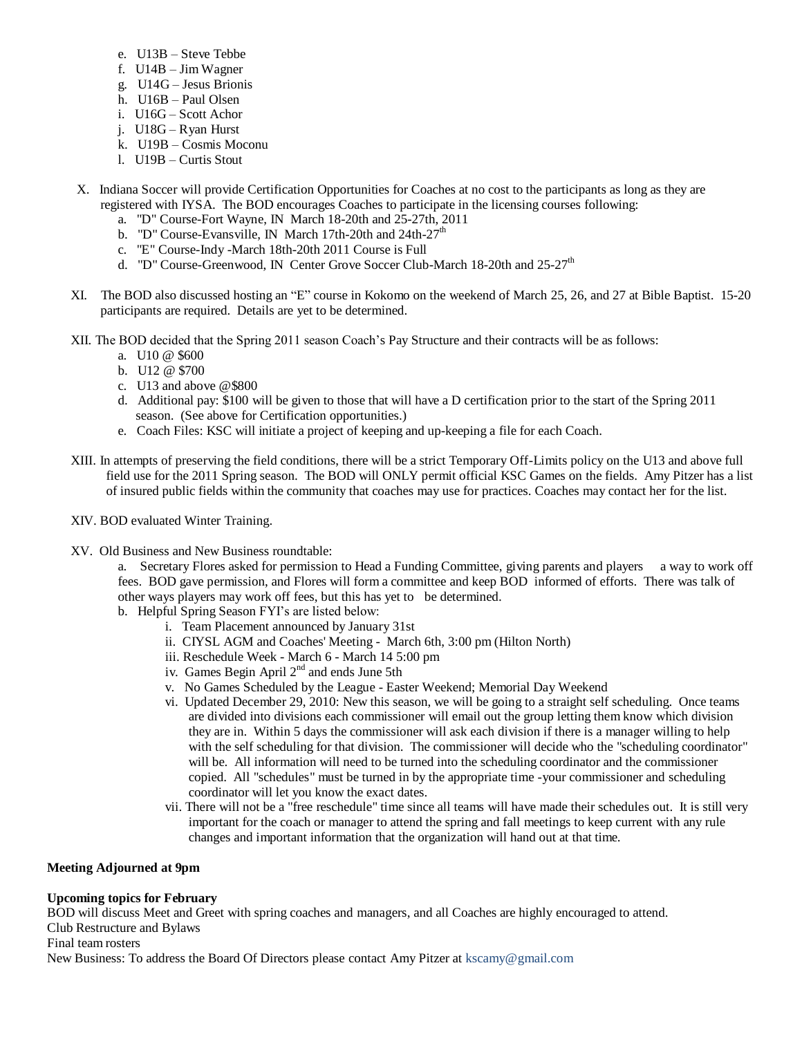e. U13B – Steve Tebbe
f. U14B – Jim Wagner
g. U14G – Jesus Brionis
h. U16B – Paul Olsen
i. U16G – Scott Achor
j. U18G – Ryan Hurst
k. U19B – Cosmis Moconu
l. U19B – Curtis Stout

X. Indiana Soccer will provide Certification Opportunities for Coaches at no cost to the participants as long as they are registered with IYSA. The BOD encourages Coaches to participate in the licensing courses following:
   a. "D" Course-Fort Wayne, IN March 18-20th and 25-27th, 2011
   b. "D" Course-Evansville, IN March 17th-20th and 24th-27th
   c. "E" Course-Indy -March 18th-20th 2011 Course is Full
   d. "D" Course-Greenwood, IN Center Grove Soccer Club-March 18-20th and 25-27th

XI. The BOD also discussed hosting an "E" course in Kokomo on the weekend of March 25, 26, and 27 at Bible Baptist. 15-20 participants are required. Details are yet to be determined.

XII. The BOD decided that the Spring 2011 season Coach's Pay Structure and their contracts will be as follows:
   a. U10 @ $600
   b. U12 @ $700
   c. U13 and above @$800
   d. Additional pay: $100 will be given to those that will have a D certification prior to the start of the Spring 2011 season. (See above for Certification opportunities.)
   e. Coach Files: KSC will initiate a project of keeping and up-keeping a file for each Coach.

XIII. In attempts of preserving the field conditions, there will be a strict Temporary Off-Limits policy on the U13 and above full field use for the 2011 Spring season. The BOD will ONLY permit official KSC Games on the fields. Amy Pitzer has a list of insured public fields within the community that coaches may use for practices. Coaches may contact her for the list.

XIV. BOD evaluated Winter Training.

XV. Old Business and New Business roundtable:
   a. Secretary Flores asked for permission to Head a Funding Committee, giving parents and players a way to work off fees. BOD gave permission, and Flores will form a committee and keep BOD informed of efforts. There was talk of other ways players may work off fees, but this has yet to be determined.
   b. Helpful Spring Season FYI's are listed below:
      i. Team Placement announced by January 31st
      ii. CIYSL AGM and Coaches' Meeting - March 6th, 3:00 pm (Hilton North)
      iii. Reschedule Week - March 6 - March 14 5:00 pm
      iv. Games Begin April 2nd and ends June 5th
      v. No Games Scheduled by the League - Easter Weekend; Memorial Day Weekend
      vi. Updated December 29, 2010: New this season, we will be going to a straight self scheduling. Once teams are divided into divisions each commissioner will email out the group letting them know which division they are in. Within 5 days the commissioner will ask each division if there is a manager willing to help with the self scheduling for that division. The commissioner will decide who the "scheduling coordinator" will be. All information will need to be turned into the scheduling coordinator and the commissioner copied. All "schedules" must be turned in by the appropriate time -your commissioner and scheduling coordinator will let you know the exact dates.
      vii. There will not be a "free reschedule" time since all teams will have made their schedules out. It is still very important for the coach or manager to attend the spring and fall meetings to keep current with any rule changes and important information that the organization will hand out at that time.

**Meeting Adjourned at 9pm**

**Upcoming topics for February**

BOD will discuss Meet and Greet with spring coaches and managers, and all Coaches are highly encouraged to attend.
Club Restructure and Bylaws
Final team rosters
New Business: To address the Board Of Directors please contact Amy Pitzer at kscamy@gmail.com